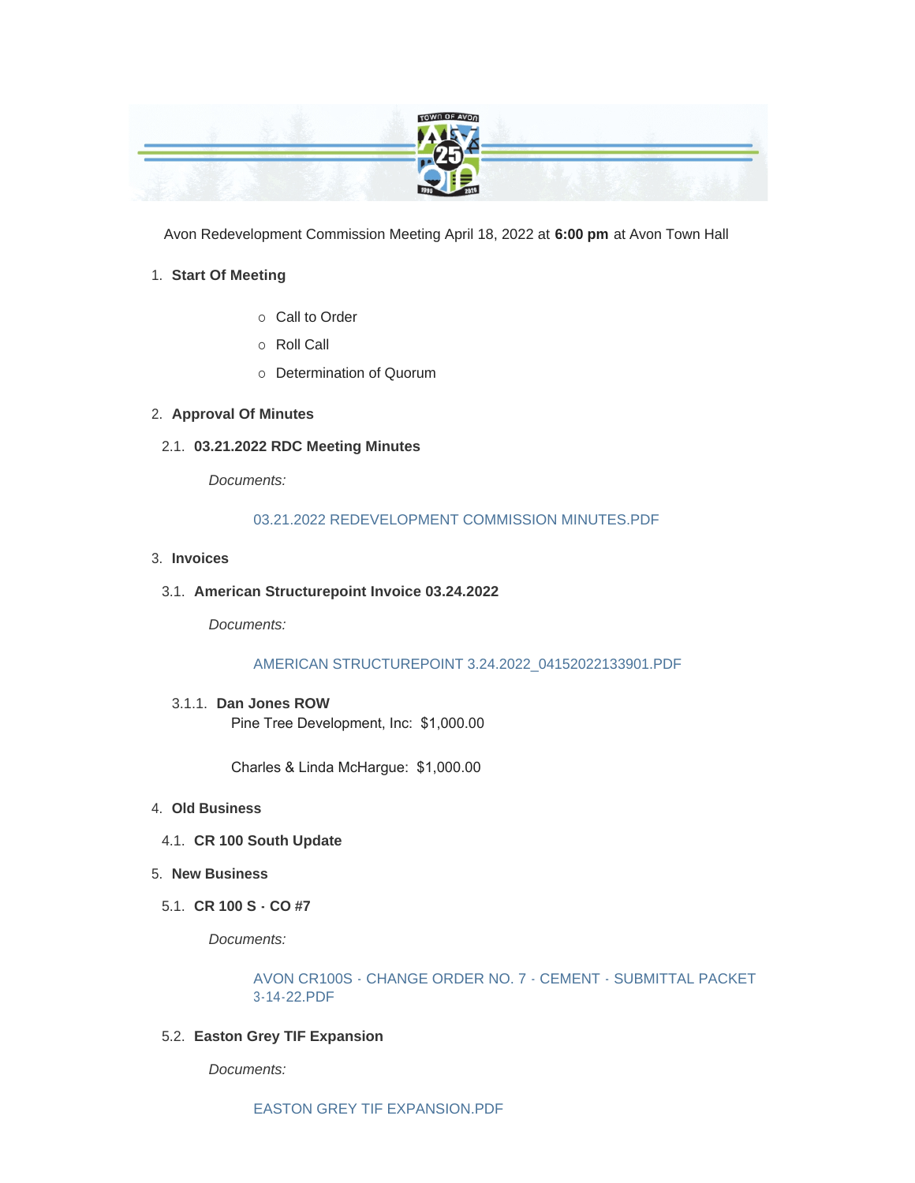Avon Redevelopment Commission Meeting April 18, 2022 at **6:00 pm** at Avon Town Hall

1. **Start Of Meeting**
   - Call to Order
   - Roll Call
   - Determination of Quorum

2. **Approval Of Minutes**

   2.1. **03.21.2022 RDC Meeting Minutes**

   *Documents:*

   03.21.2022 REDEVELOPMENT COMMISSION MINUTES.PDF

3. **Invoices**

   3.1. **American Structurepoint Invoice 03.24.2022**

   *Documents:*

   AMERICAN STRUCTUREPOINT 3.24.2022_04152022133901.PDF

   3.1.1. **Dan Jones ROW**

   Pine Tree Development, Inc: $1,000.00

   Charles & Linda McHargue: $1,000.00

4. **Old Business**

   4.1. **CR 100 South Update**

5. **New Business**

   5.1. **CR 100 S - CO #7**

   *Documents:*

   AVON CR100S - CHANGE ORDER NO. 7 - CEMENT - SUBMITTAL PACKET 3-14-22.PDF

   5.2. **Easton Grey TIF Expansion**

   *Documents:*

   EASTON GREY TIF EXPANSION.PDF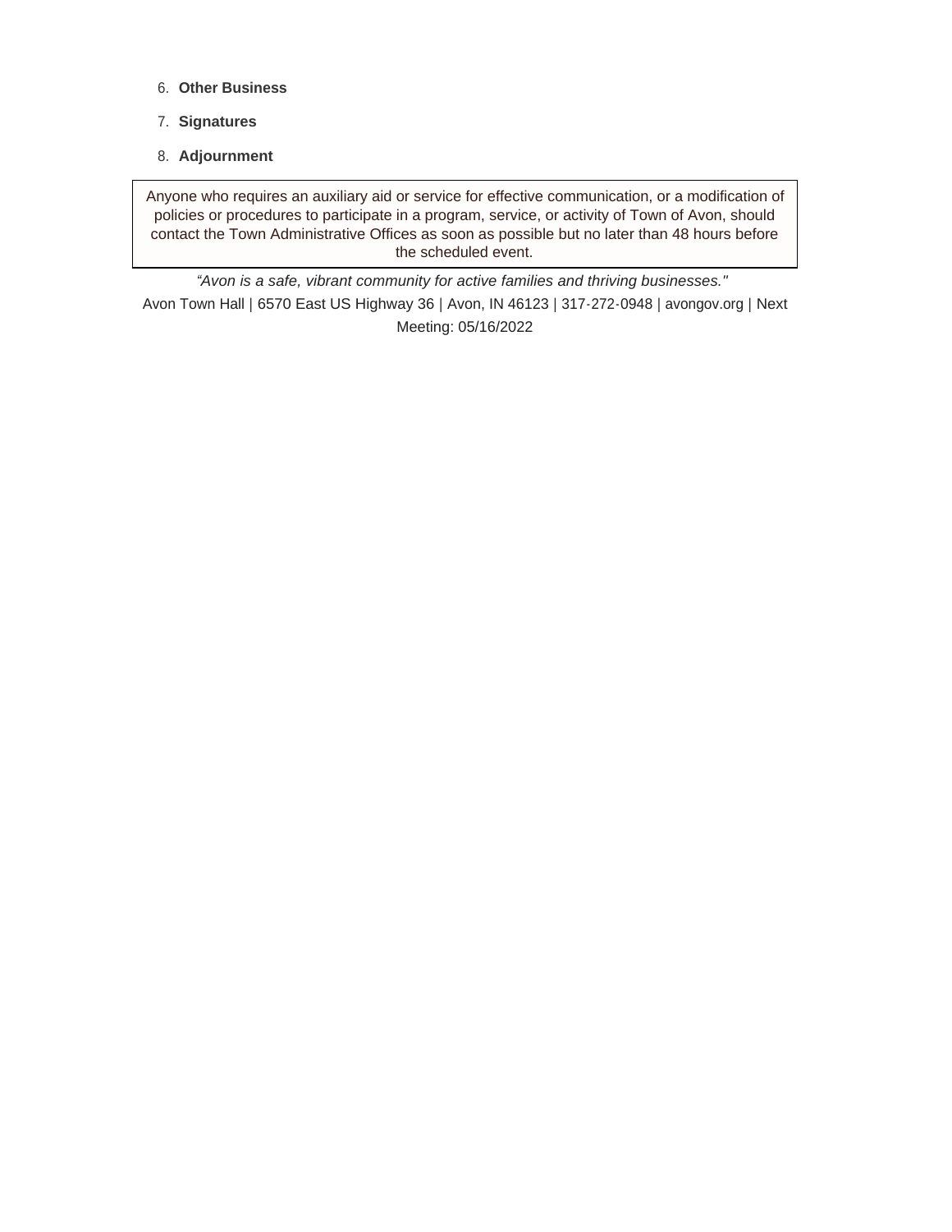6. **Other Business**

7. **Signatures**

8. **Adjournment**

> Anyone who requires an auxiliary aid or service for effective communication, or a modification of policies or procedures to participate in a program, service, or activity of Town of Avon, should contact the Town Administrative Offices as soon as possible but no later than 48 hours before the scheduled event.

*"Avon is a safe, vibrant community for active families and thriving businesses."*

Avon Town Hall | 6570 East US Highway 36 | Avon, IN 46123 | 317-272-0948 | avongov.org | Next Meeting: 05/16/2022